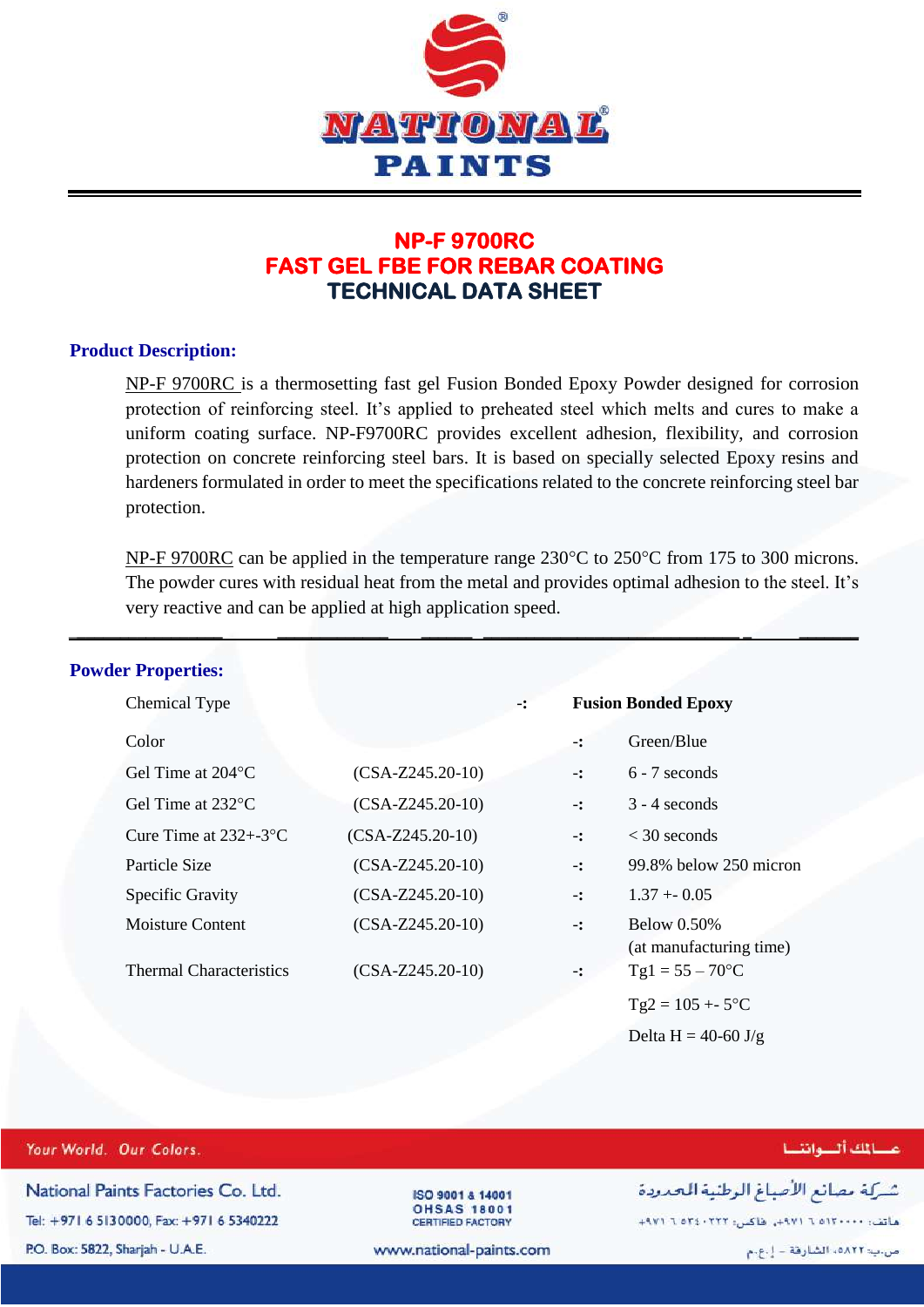# NP-F 9700RC
# FAST GEL FBE FOR REBAR COATING
# TECHNICAL DATA SHEET

## Product Description:

NP-F 9700RC is a thermosetting fast gel Fusion Bonded Epoxy Powder designed for corrosion protection of reinforcing steel. It's applied to preheated steel which melts and cures to make a uniform coating surface. NP-F9700RC provides excellent adhesion, flexibility, and corrosion protection on concrete reinforcing steel bars. It is based on specially selected Epoxy resins and hardeners formulated in order to meet the specifications related to the concrete reinforcing steel bar protection.

NP-F 9700RC can be applied in the temperature range 230°C to 250°C from 175 to 300 microns. The powder cures with residual heat from the metal and provides optimal adhesion to the steel. It's very reactive and can be applied at high application speed.

## Powder Properties:

| Property | Test Method | | Value |
|---|---|---|---|
| Chemical Type | | -: | **Fusion Bonded Epoxy** |
| Color | | -: | Green/Blue |
| Gel Time at 204°C | (CSA-Z245.20-10) | -: | 6 - 7 seconds |
| Gel Time at 232°C | (CSA-Z245.20-10) | -: | 3 - 4 seconds |
| Cure Time at 232+-3°C | (CSA-Z245.20-10) | -: | < 30 seconds |
| Particle Size | (CSA-Z245.20-10) | -: | 99.8% below 250 micron |
| Specific Gravity | (CSA-Z245.20-10) | -: | 1.37 +- 0.05 |
| Moisture Content | (CSA-Z245.20-10) | -: | Below 0.50% (at manufacturing time) |
| Thermal Characteristics | (CSA-Z245.20-10) | -: | Tg1 = 55 – 70°C<br>Tg2 = 105 +- 5°C<br>Delta H = 40-60 J/g |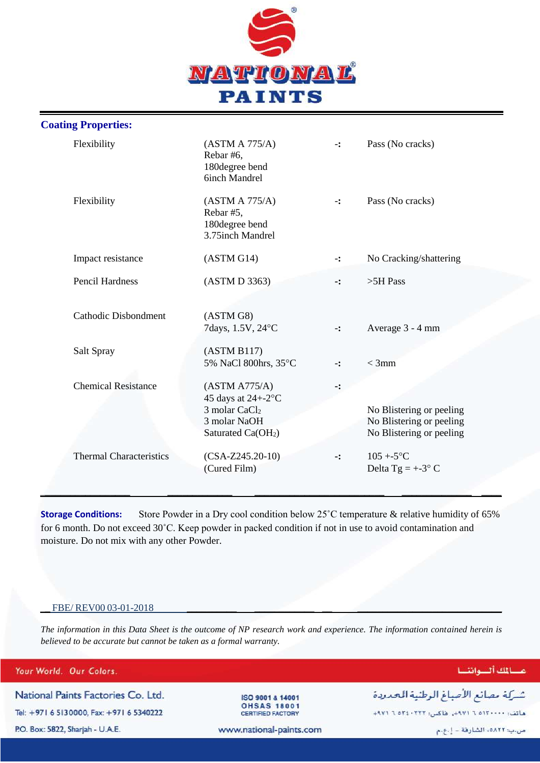## Coating Properties:

| | | | |
|---|---|---|---|
| Flexibility | (ASTM A 775/A) Rebar #6, 180degree bend 6inch Mandrel | -: | Pass (No cracks) |
| Flexibility | (ASTM A 775/A) Rebar #5, 180degree bend 3.75inch Mandrel | -: | Pass (No cracks) |
| Impact resistance | (ASTM G14) | -: | No Cracking/shattering |
| Pencil Hardness | (ASTM D 3363) | -: | >5H Pass |
| Cathodic Disbondment | (ASTM G8) 7days, 1.5V, 24°C | -: | Average 3 - 4 mm |
| Salt Spray | (ASTM B117) 5% NaCl 800hrs, 35°C | -: | < 3mm |
| Chemical Resistance | (ASTM A775/A) 45 days at 24+-2°C | -: | |
| | 3 molar $CaCl_2$ | | No Blistering or peeling |
| | 3 molar NaOH | | No Blistering or peeling |
| | Saturated $Ca(OH_2)$ | | No Blistering or peeling |
| Thermal Characteristics | (CSA-Z245.20-10) (Cured Film) | -: | 105 +-5°C Delta Tg = +-3° C |

**Storage Conditions:** Store Powder in a Dry cool condition below 25˚C temperature & relative humidity of 65% for 6 month. Do not exceed 30˚C. Keep powder in packed condition if not in use to avoid contamination and moisture. Do not mix with any other Powder.

FBE/ REV00 03-01-2018

*The information in this Data Sheet is the outcome of NP research work and experience. The information contained herein is believed to be accurate but cannot be taken as a formal warranty.*